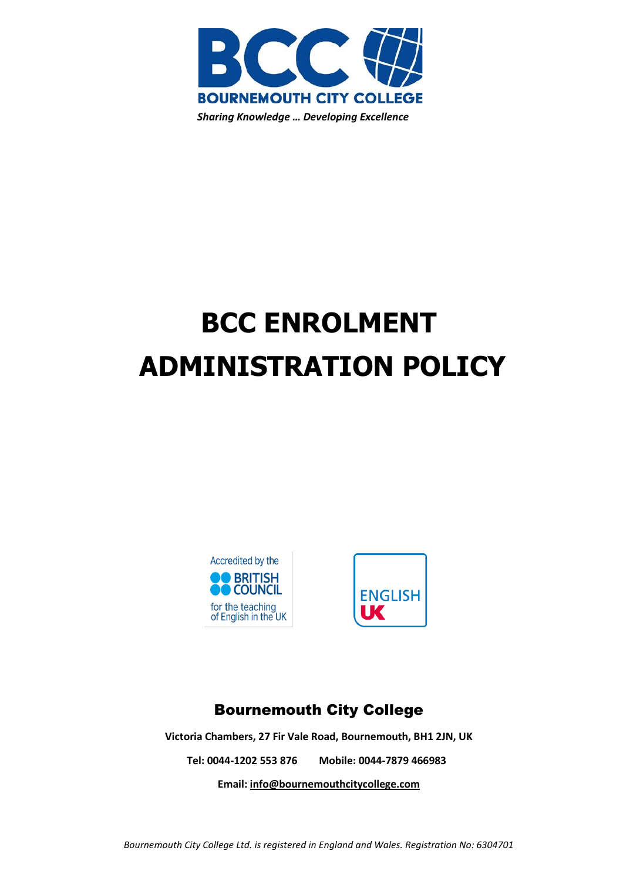**BCC**

**BOURNEMOUTH CITY COLLEGE**

***Sharing Knowledge … Developing Excellence***

# BCC ENROLMENT ADMINISTRATION POLICY

Accredited by the BRITISH COUNCIL for the teaching of English in the UK

ENGLISH UK

## Bournemouth City College

**Victoria Chambers, 27 Fir Vale Road, Bournemouth, BH1 2JN, UK**

**Tel: 0044-1202 553 876 Mobile: 0044-7879 466983**

**Email: info@bournemouthcitycollege.com**

*Bournemouth City College Ltd. is registered in England and Wales. Registration No: 6304701*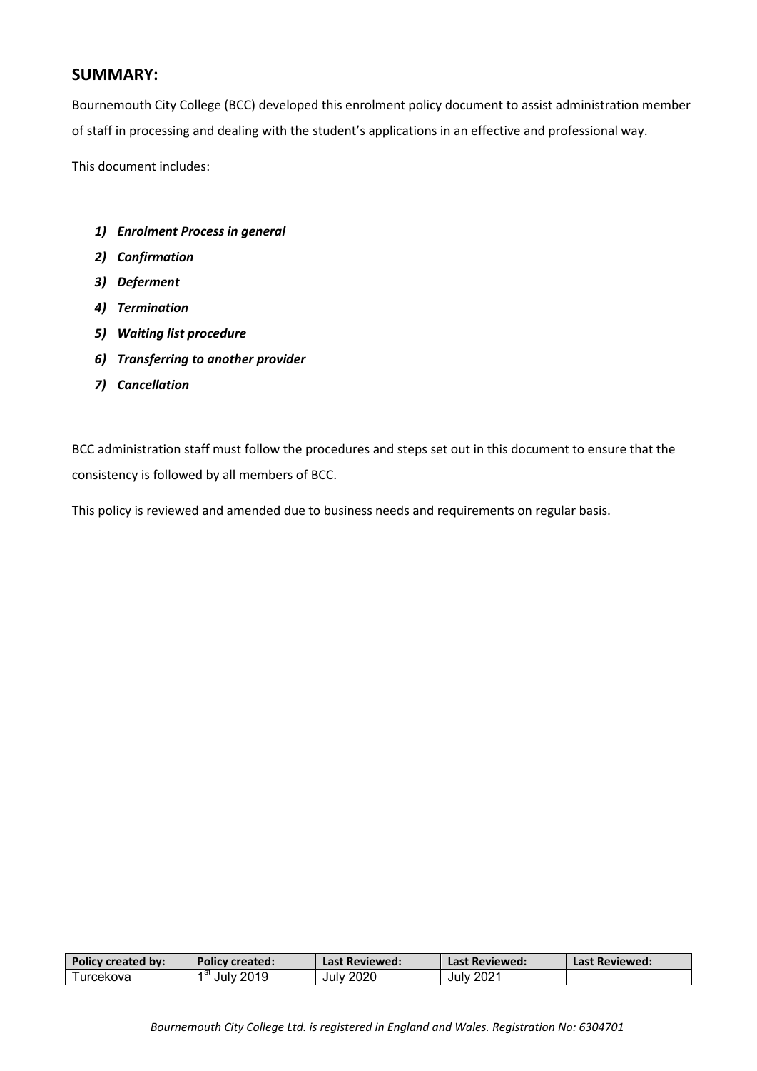## SUMMARY:

Bournemouth City College (BCC) developed this enrolment policy document to assist administration member of staff in processing and dealing with the student's applications in an effective and professional way.

This document includes:

1) ***Enrolment Process in general***
2) ***Confirmation***
3) ***Deferment***
4) ***Termination***
5) ***Waiting list procedure***
6) ***Transferring to another provider***
7) ***Cancellation***

BCC administration staff must follow the procedures and steps set out in this document to ensure that the consistency is followed by all members of BCC.

This policy is reviewed and amended due to business needs and requirements on regular basis.

| Policy created by: | Policy created: | Last Reviewed: | Last Reviewed: | Last Reviewed: |
|---|---|---|---|---|
| Turcekova | 1st July 2019 | July 2020 | July 2021 | |

*Bournemouth City College Ltd. is registered in England and Wales. Registration No: 6304701*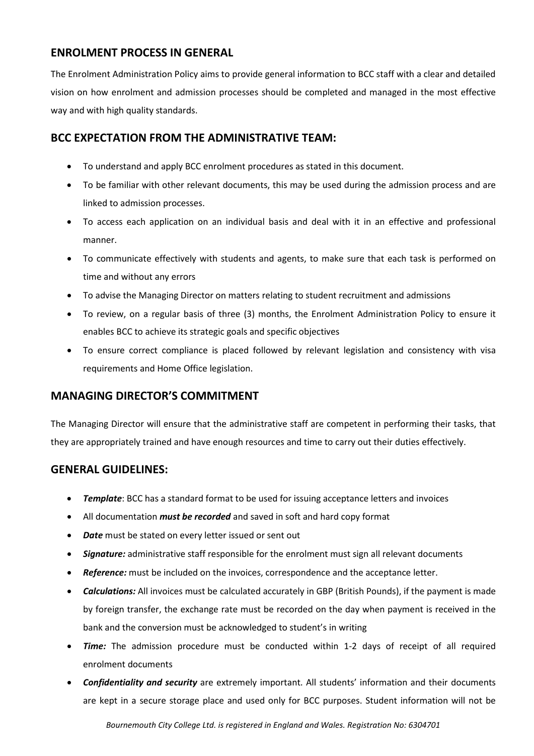## ENROLMENT PROCESS IN GENERAL

The Enrolment Administration Policy aims to provide general information to BCC staff with a clear and detailed vision on how enrolment and admission processes should be completed and managed in the most effective way and with high quality standards.

## BCC EXPECTATION FROM THE ADMINISTRATIVE TEAM:

- To understand and apply BCC enrolment procedures as stated in this document.
- To be familiar with other relevant documents, this may be used during the admission process and are linked to admission processes.
- To access each application on an individual basis and deal with it in an effective and professional manner.
- To communicate effectively with students and agents, to make sure that each task is performed on time and without any errors
- To advise the Managing Director on matters relating to student recruitment and admissions
- To review, on a regular basis of three (3) months, the Enrolment Administration Policy to ensure it enables BCC to achieve its strategic goals and specific objectives
- To ensure correct compliance is placed followed by relevant legislation and consistency with visa requirements and Home Office legislation.

## MANAGING DIRECTOR'S COMMITMENT

The Managing Director will ensure that the administrative staff are competent in performing their tasks, that they are appropriately trained and have enough resources and time to carry out their duties effectively.

## GENERAL GUIDELINES:

- ***Template***: BCC has a standard format to be used for issuing acceptance letters and invoices
- All documentation ***must be recorded*** and saved in soft and hard copy format
- ***Date*** must be stated on every letter issued or sent out
- ***Signature:*** administrative staff responsible for the enrolment must sign all relevant documents
- ***Reference:*** must be included on the invoices, correspondence and the acceptance letter.
- ***Calculations:*** All invoices must be calculated accurately in GBP (British Pounds), if the payment is made by foreign transfer, the exchange rate must be recorded on the day when payment is received in the bank and the conversion must be acknowledged to student's in writing
- ***Time:*** The admission procedure must be conducted within 1-2 days of receipt of all required enrolment documents
- ***Confidentiality and security*** are extremely important. All students' information and their documents are kept in a secure storage place and used only for BCC purposes. Student information will not be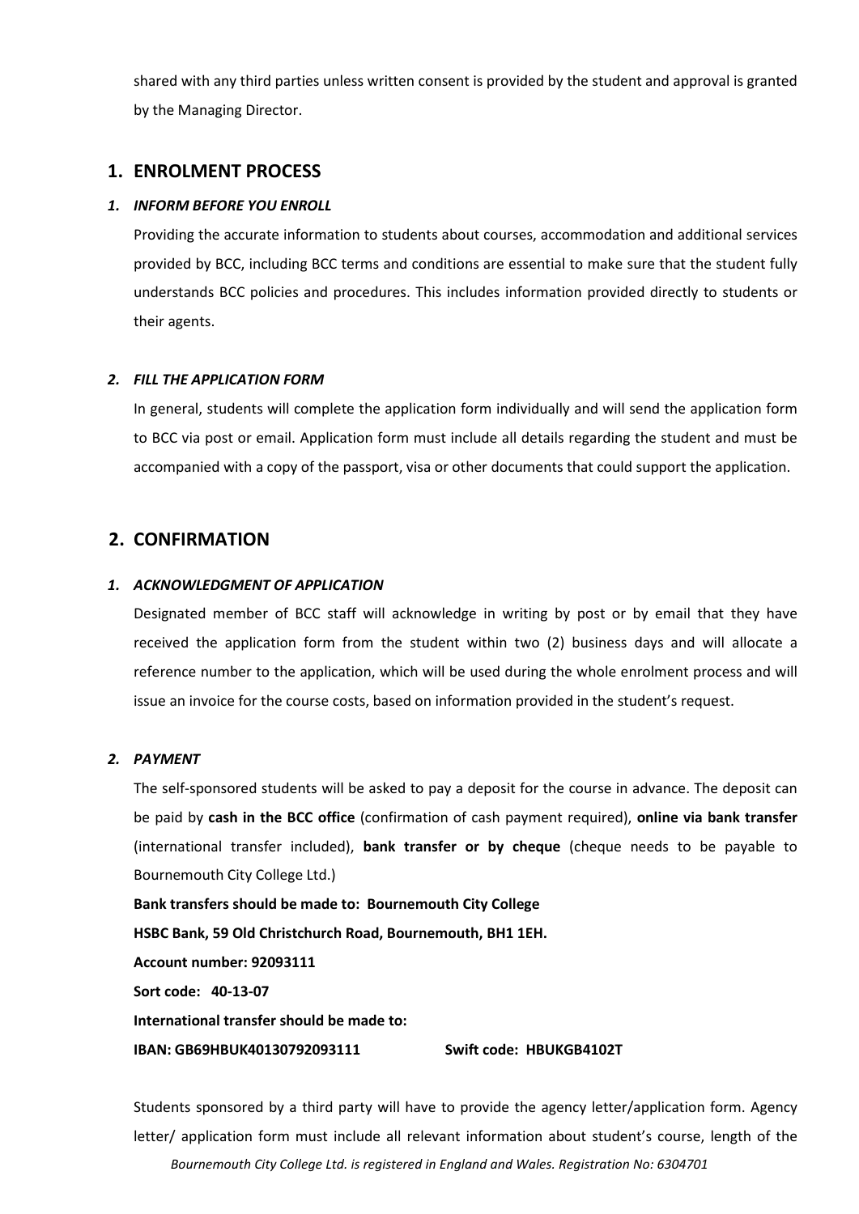shared with any third parties unless written consent is provided by the student and approval is granted by the Managing Director.

## 1. ENROLMENT PROCESS

### *1. INFORM BEFORE YOU ENROLL*

Providing the accurate information to students about courses, accommodation and additional services provided by BCC, including BCC terms and conditions are essential to make sure that the student fully understands BCC policies and procedures. This includes information provided directly to students or their agents.

### *2. FILL THE APPLICATION FORM*

In general, students will complete the application form individually and will send the application form to BCC via post or email. Application form must include all details regarding the student and must be accompanied with a copy of the passport, visa or other documents that could support the application.

## 2. CONFIRMATION

### *1. ACKNOWLEDGMENT OF APPLICATION*

Designated member of BCC staff will acknowledge in writing by post or by email that they have received the application form from the student within two (2) business days and will allocate a reference number to the application, which will be used during the whole enrolment process and will issue an invoice for the course costs, based on information provided in the student's request.

### *2. PAYMENT*

The self-sponsored students will be asked to pay a deposit for the course in advance. The deposit can be paid by **cash in the BCC office** (confirmation of cash payment required), **online via bank transfer** (international transfer included), **bank transfer or by cheque** (cheque needs to be payable to Bournemouth City College Ltd.)

**Bank transfers should be made to: Bournemouth City College**

**HSBC Bank, 59 Old Christchurch Road, Bournemouth, BH1 1EH.**

**Account number: 92093111**

**Sort code: 40-13-07**

**International transfer should be made to:**

**IBAN: GB69HBUK40130792093111** **Swift code: HBUKGB4102T**

Students sponsored by a third party will have to provide the agency letter/application form. Agency letter/ application form must include all relevant information about student's course, length of the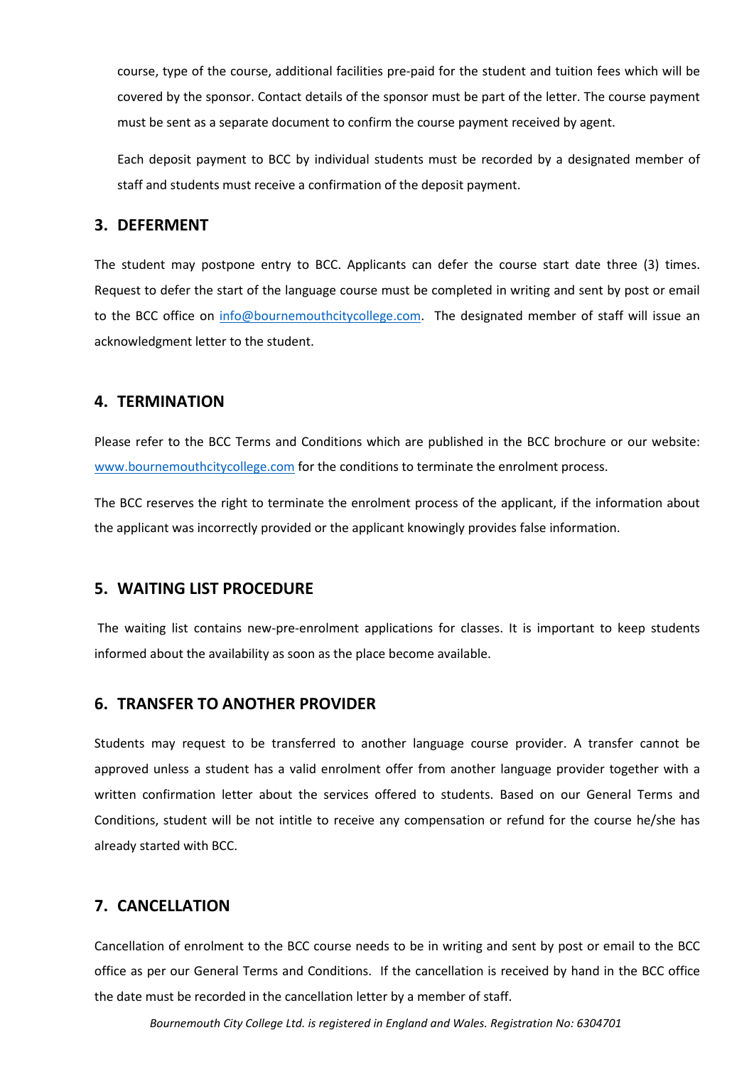course, type of the course, additional facilities pre-paid for the student and tuition fees which will be covered by the sponsor. Contact details of the sponsor must be part of the letter. The course payment must be sent as a separate document to confirm the course payment received by agent.

Each deposit payment to BCC by individual students must be recorded by a designated member of staff and students must receive a confirmation of the deposit payment.

## 3. DEFERMENT

The student may postpone entry to BCC. Applicants can defer the course start date three (3) times. Request to defer the start of the language course must be completed in writing and sent by post or email to the BCC office on info@bournemouthcitycollege.com. The designated member of staff will issue an acknowledgment letter to the student.

## 4. TERMINATION

Please refer to the BCC Terms and Conditions which are published in the BCC brochure or our website: www.bournemouthcitycollege.com for the conditions to terminate the enrolment process.

The BCC reserves the right to terminate the enrolment process of the applicant, if the information about the applicant was incorrectly provided or the applicant knowingly provides false information.

## 5. WAITING LIST PROCEDURE

The waiting list contains new-pre-enrolment applications for classes. It is important to keep students informed about the availability as soon as the place become available.

## 6. TRANSFER TO ANOTHER PROVIDER

Students may request to be transferred to another language course provider. A transfer cannot be approved unless a student has a valid enrolment offer from another language provider together with a written confirmation letter about the services offered to students. Based on our General Terms and Conditions, student will be not intitle to receive any compensation or refund for the course he/she has already started with BCC.

## 7. CANCELLATION

Cancellation of enrolment to the BCC course needs to be in writing and sent by post or email to the BCC office as per our General Terms and Conditions. If the cancellation is received by hand in the BCC office the date must be recorded in the cancellation letter by a member of staff.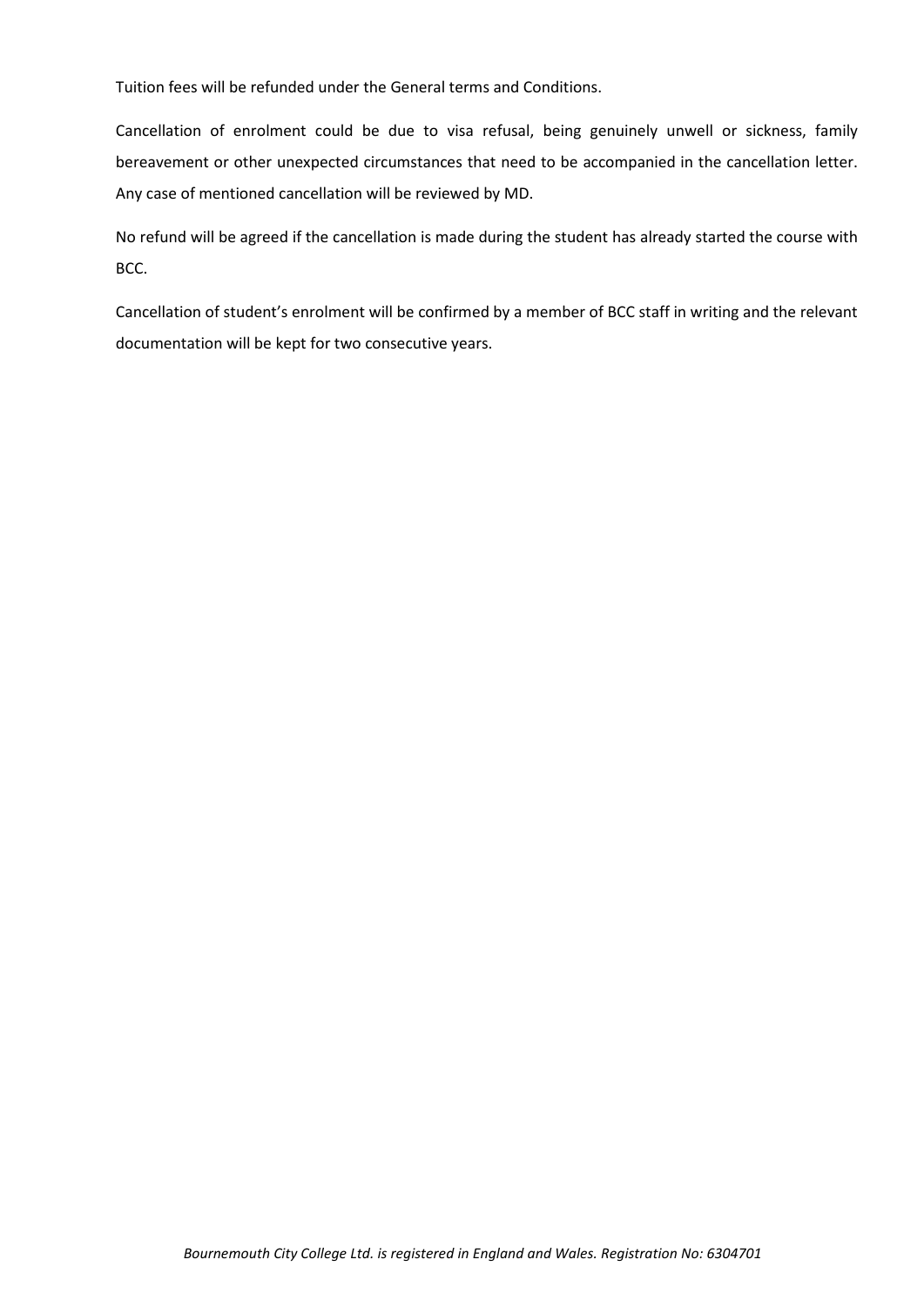Tuition fees will be refunded under the General terms and Conditions.

Cancellation of enrolment could be due to visa refusal, being genuinely unwell or sickness, family bereavement or other unexpected circumstances that need to be accompanied in the cancellation letter. Any case of mentioned cancellation will be reviewed by MD.

No refund will be agreed if the cancellation is made during the student has already started the course with BCC.

Cancellation of student's enrolment will be confirmed by a member of BCC staff in writing and the relevant documentation will be kept for two consecutive years.